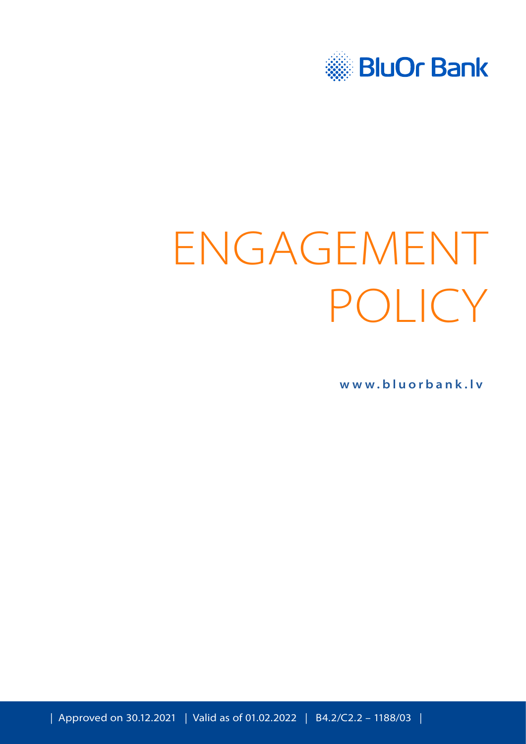BluOr Bank

# ENGAGEMENT POLICY

www.bluorbank.lv

| Approved on 30.12.2021 | Valid as of 01.02.2022 | B4.2/C2.2 – 1188/03 |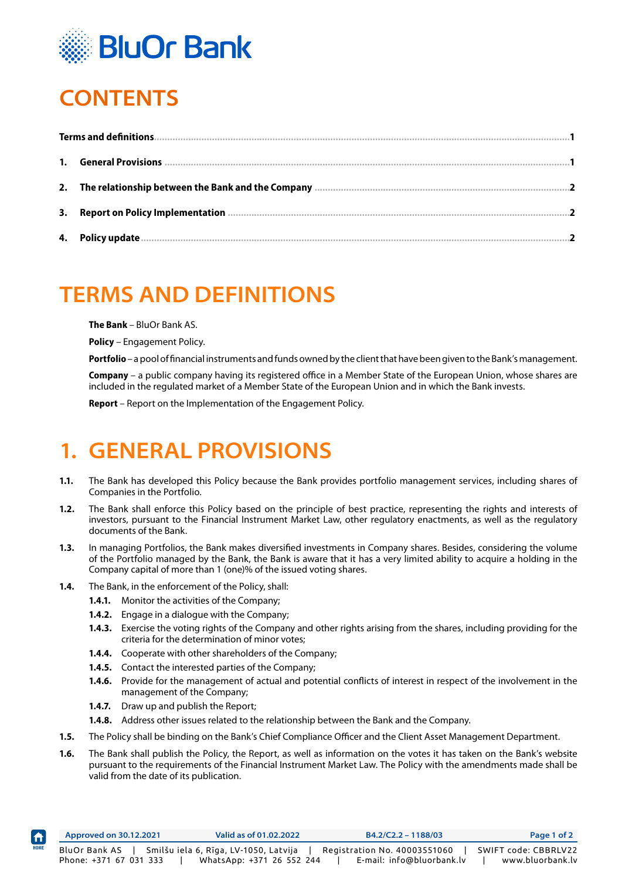# CONTENTS

| | | |
|---|---|---|
| **Terms and definitions** | | **1** |
| **1.** | **General Provisions** | **1** |
| **2.** | **The relationship between the Bank and the Company** | **2** |
| **3.** | **Report on Policy Implementation** | **2** |
| **4.** | **Policy update** | **2** |

# TERMS AND DEFINITIONS

**The Bank** – BluOr Bank AS.

**Policy** – Engagement Policy.

**Portfolio** – a pool of financial instruments and funds owned by the client that have been given to the Bank's management.

**Company** – a public company having its registered office in a Member State of the European Union, whose shares are included in the regulated market of a Member State of the European Union and in which the Bank invests.

**Report** – Report on the Implementation of the Engagement Policy.

# 1. GENERAL PROVISIONS

**1.1.** The Bank has developed this Policy because the Bank provides portfolio management services, including shares of Companies in the Portfolio.

**1.2.** The Bank shall enforce this Policy based on the principle of best practice, representing the rights and interests of investors, pursuant to the Financial Instrument Market Law, other regulatory enactments, as well as the regulatory documents of the Bank.

**1.3.** In managing Portfolios, the Bank makes diversified investments in Company shares. Besides, considering the volume of the Portfolio managed by the Bank, the Bank is aware that it has a very limited ability to acquire a holding in the Company capital of more than 1 (one)% of the issued voting shares.

**1.4.** The Bank, in the enforcement of the Policy, shall:

- **1.4.1.** Monitor the activities of the Company;
- **1.4.2.** Engage in a dialogue with the Company;
- **1.4.3.** Exercise the voting rights of the Company and other rights arising from the shares, including providing for the criteria for the determination of minor votes;
- **1.4.4.** Cooperate with other shareholders of the Company;
- **1.4.5.** Contact the interested parties of the Company;
- **1.4.6.** Provide for the management of actual and potential conflicts of interest in respect of the involvement in the management of the Company;
- **1.4.7.** Draw up and publish the Report;
- **1.4.8.** Address other issues related to the relationship between the Bank and the Company.

**1.5.** The Policy shall be binding on the Bank's Chief Compliance Officer and the Client Asset Management Department.

**1.6.** The Bank shall publish the Policy, the Report, as well as information on the votes it has taken on the Bank's website pursuant to the requirements of the Financial Instrument Market Law. The Policy with the amendments made shall be valid from the date of its publication.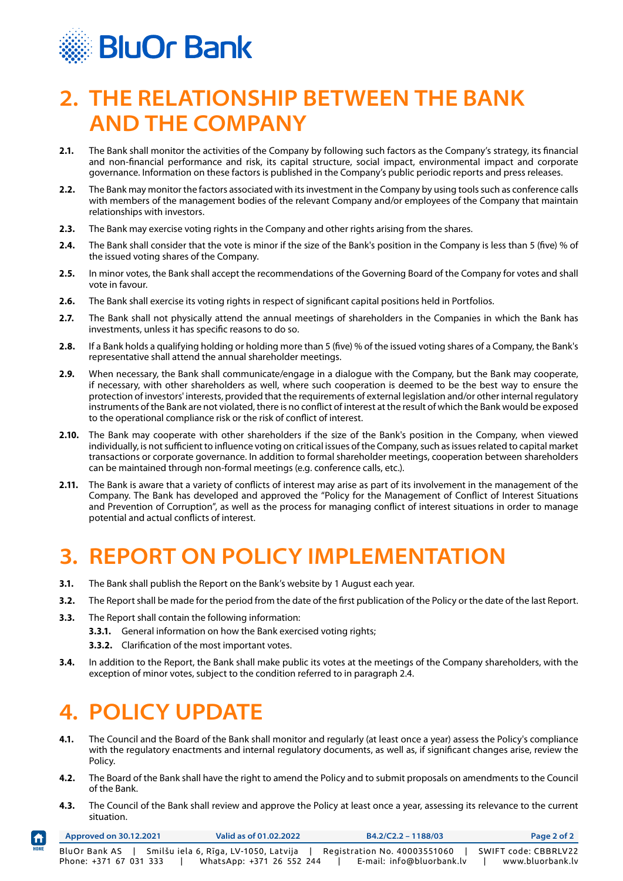# 2. THE RELATIONSHIP BETWEEN THE BANK AND THE COMPANY

**2.1.** The Bank shall monitor the activities of the Company by following such factors as the Company's strategy, its financial and non-financial performance and risk, its capital structure, social impact, environmental impact and corporate governance. Information on these factors is published in the Company's public periodic reports and press releases.

**2.2.** The Bank may monitor the factors associated with its investment in the Company by using tools such as conference calls with members of the management bodies of the relevant Company and/or employees of the Company that maintain relationships with investors.

**2.3.** The Bank may exercise voting rights in the Company and other rights arising from the shares.

**2.4.** The Bank shall consider that the vote is minor if the size of the Bank's position in the Company is less than 5 (five) % of the issued voting shares of the Company.

**2.5.** In minor votes, the Bank shall accept the recommendations of the Governing Board of the Company for votes and shall vote in favour.

**2.6.** The Bank shall exercise its voting rights in respect of significant capital positions held in Portfolios.

**2.7.** The Bank shall not physically attend the annual meetings of shareholders in the Companies in which the Bank has investments, unless it has specific reasons to do so.

**2.8.** If a Bank holds a qualifying holding or holding more than 5 (five) % of the issued voting shares of a Company, the Bank's representative shall attend the annual shareholder meetings.

**2.9.** When necessary, the Bank shall communicate/engage in a dialogue with the Company, but the Bank may cooperate, if necessary, with other shareholders as well, where such cooperation is deemed to be the best way to ensure the protection of investors' interests, provided that the requirements of external legislation and/or other internal regulatory instruments of the Bank are not violated, there is no conflict of interest at the result of which the Bank would be exposed to the operational compliance risk or the risk of conflict of interest.

**2.10.** The Bank may cooperate with other shareholders if the size of the Bank's position in the Company, when viewed individually, is not sufficient to influence voting on critical issues of the Company, such as issues related to capital market transactions or corporate governance. In addition to formal shareholder meetings, cooperation between shareholders can be maintained through non-formal meetings (e.g. conference calls, etc.).

**2.11.** The Bank is aware that a variety of conflicts of interest may arise as part of its involvement in the management of the Company. The Bank has developed and approved the "Policy for the Management of Conflict of Interest Situations and Prevention of Corruption", as well as the process for managing conflict of interest situations in order to manage potential and actual conflicts of interest.

# 3. REPORT ON POLICY IMPLEMENTATION

**3.1.** The Bank shall publish the Report on the Bank's website by 1 August each year.

**3.2.** The Report shall be made for the period from the date of the first publication of the Policy or the date of the last Report.

**3.3.** The Report shall contain the following information:

- **3.3.1.** General information on how the Bank exercised voting rights;
- **3.3.2.** Clarification of the most important votes.

**3.4.** In addition to the Report, the Bank shall make public its votes at the meetings of the Company shareholders, with the exception of minor votes, subject to the condition referred to in paragraph 2.4.

# 4. POLICY UPDATE

**4.1.** The Council and the Board of the Bank shall monitor and regularly (at least once a year) assess the Policy's compliance with the regulatory enactments and internal regulatory documents, as well as, if significant changes arise, review the Policy.

**4.2.** The Board of the Bank shall have the right to amend the Policy and to submit proposals on amendments to the Council of the Bank.

**4.3.** The Council of the Bank shall review and approve the Policy at least once a year, assessing its relevance to the current situation.